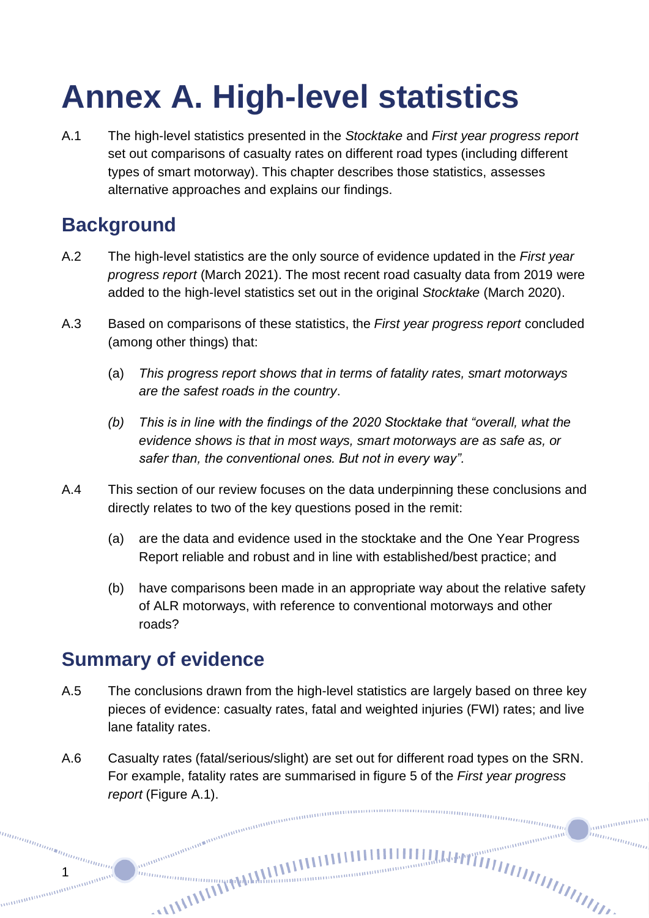# Annex A. High-level statistics

A.1 The high-level statistics presented in the *Stocktake* and *First year progress report* set out comparisons of casualty rates on different road types (including different types of smart motorway). This chapter describes those statistics, assesses alternative approaches and explains our findings.

## Background

A.2 The high-level statistics are the only source of evidence updated in the *First year progress report* (March 2021). The most recent road casualty data from 2019 were added to the high-level statistics set out in the original *Stocktake* (March 2020).

A.3 Based on comparisons of these statistics, the *First year progress report* concluded (among other things) that:

(a) *This progress report shows that in terms of fatality rates, smart motorways are the safest roads in the country*.

*(b) This is in line with the findings of the 2020 Stocktake that "overall, what the evidence shows is that in most ways, smart motorways are as safe as, or safer than, the conventional ones. But not in every way".*

A.4 This section of our review focuses on the data underpinning these conclusions and directly relates to two of the key questions posed in the remit:

(a) are the data and evidence used in the stocktake and the One Year Progress Report reliable and robust and in line with established/best practice; and

(b) have comparisons been made in an appropriate way about the relative safety of ALR motorways, with reference to conventional motorways and other roads?

## Summary of evidence

A.5 The conclusions drawn from the high-level statistics are largely based on three key pieces of evidence: casualty rates, fatal and weighted injuries (FWI) rates; and live lane fatality rates.

A.6 Casualty rates (fatal/serious/slight) are set out for different road types on the SRN. For example, fatality rates are summarised in figure 5 of the *First year progress report* (Figure A.1).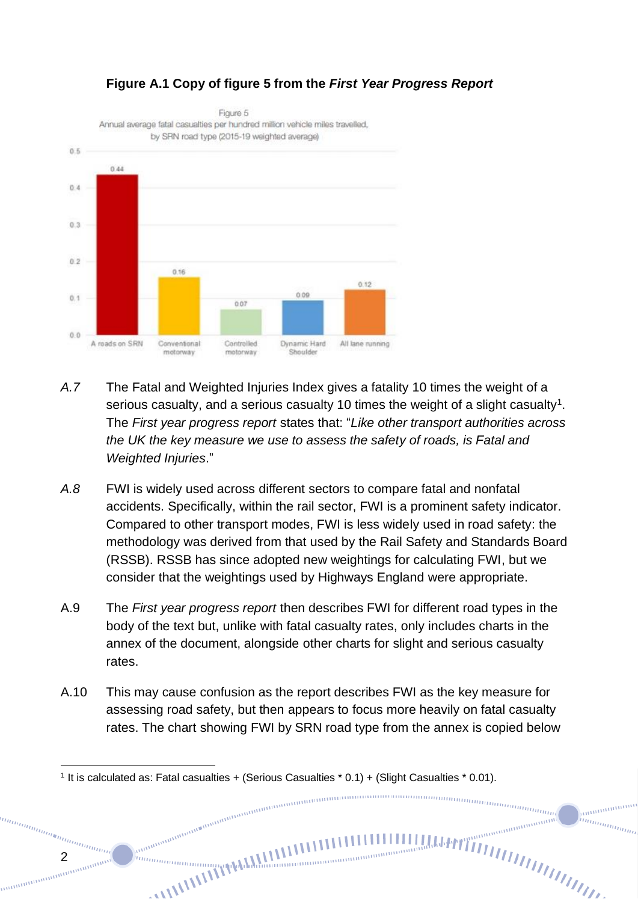**Figure A.1 Copy of figure 5 from the *First Year Progress Report***

Figure 5
Annual average fatal casualties per hundred million vehicle miles travelled, by SRN road type (2015-19 weighted average)

0.5
0.4
0.3
0.2
0.1
0.0

0.44
0.16
0.07
0.09
0.12

A roads on SRN
Conventional motorway
Controlled motorway
Dynamic Hard Shoulder
All lane running

*A.7* The Fatal and Weighted Injuries Index gives a fatality 10 times the weight of a serious casualty, and a serious casualty 10 times the weight of a slight casualty[1]. The *First year progress report* states that: "*Like other transport authorities across the UK the key measure we use to assess the safety of roads, is Fatal and Weighted Injuries*."

*A.8* FWI is widely used across different sectors to compare fatal and nonfatal accidents. Specifically, within the rail sector, FWI is a prominent safety indicator. Compared to other transport modes, FWI is less widely used in road safety: the methodology was derived from that used by the Rail Safety and Standards Board (RSSB). RSSB has since adopted new weightings for calculating FWI, but we consider that the weightings used by Highways England were appropriate.

A.9 The *First year progress report* then describes FWI for different road types in the body of the text but, unlike with fatal casualty rates, only includes charts in the annex of the document, alongside other charts for slight and serious casualty rates.

A.10 This may cause confusion as the report describes FWI as the key measure for assessing road safety, but then appears to focus more heavily on fatal casualty rates. The chart showing FWI by SRN road type from the annex is copied below

---

[1] It is calculated as: Fatal casualties + (Serious Casualties * 0.1) + (Slight Casualties * 0.01).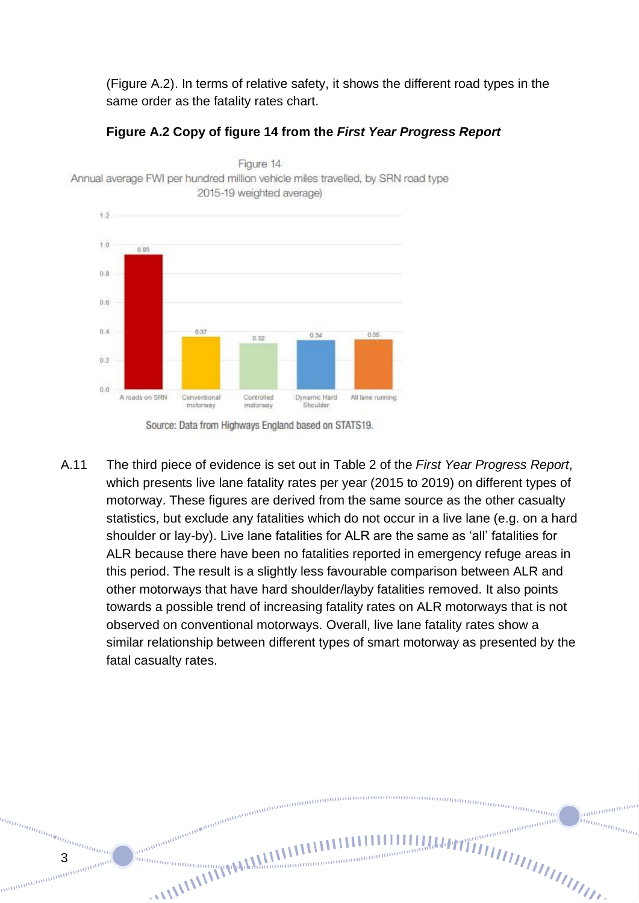(Figure A.2). In terms of relative safety, it shows the different road types in the same order as the fatality rates chart.

**Figure A.2 Copy of figure 14 from the *First Year Progress Report***

Figure 14

Annual average FWI per hundred million vehicle miles travelled, by SRN road type

2015-19 weighted average)

1.2

1.0

0.8

0.6

0.4

0.2

0.0

0.93

0.37

0.32

0.34

0.35

A roads on SRN

Conventional motorway

Controlled motorway

Dynamic Hard Shoulder

All lane running

Source: Data from Highways England based on STATS19.

A.11 The third piece of evidence is set out in Table 2 of the *First Year Progress Report*, which presents live lane fatality rates per year (2015 to 2019) on different types of motorway. These figures are derived from the same source as the other casualty statistics, but exclude any fatalities which do not occur in a live lane (e.g. on a hard shoulder or lay-by). Live lane fatalities for ALR are the same as 'all' fatalities for ALR because there have been no fatalities reported in emergency refuge areas in this period. The result is a slightly less favourable comparison between ALR and other motorways that have hard shoulder/layby fatalities removed. It also points towards a possible trend of increasing fatality rates on ALR motorways that is not observed on conventional motorways. Overall, live lane fatality rates show a similar relationship between different types of smart motorway as presented by the fatal casualty rates.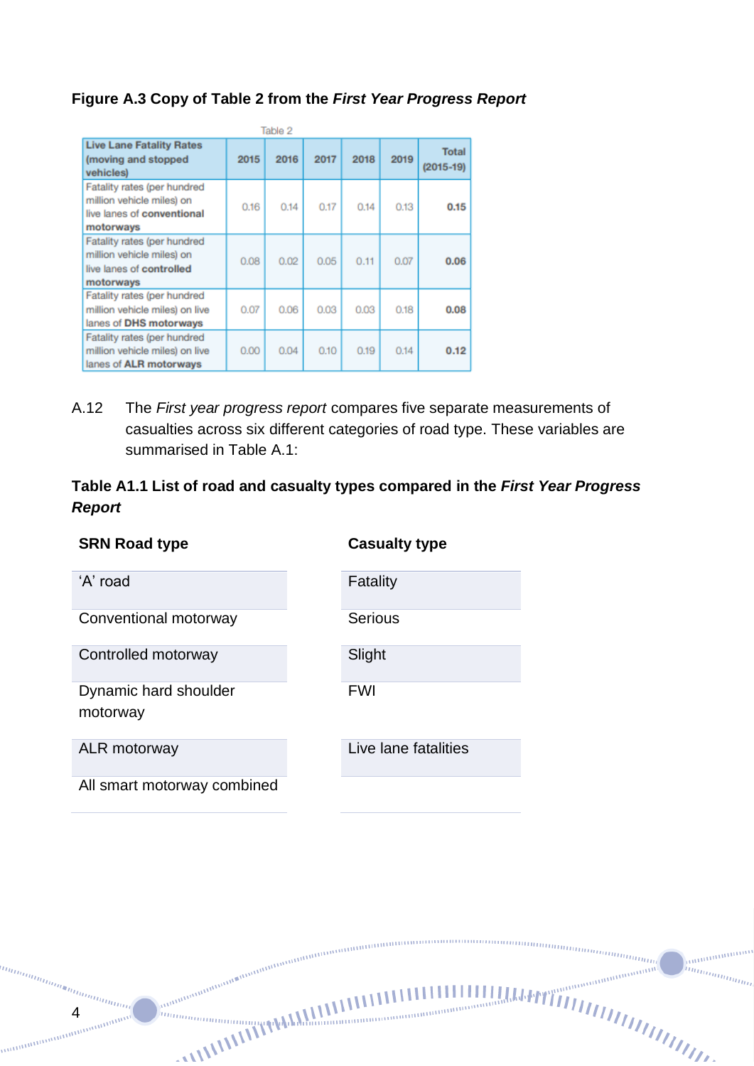**Figure A.3 Copy of Table 2 from the *First Year Progress Report***

Table 2

| Live Lane Fatality Rates (moving and stopped vehicles) | 2015 | 2016 | 2017 | 2018 | 2019 | Total (2015-19) |
|---|---|---|---|---|---|---|
| Fatality rates (per hundred million vehicle miles) on live lanes of **conventional motorways** | 0.16 | 0.14 | 0.17 | 0.14 | 0.13 | **0.15** |
| Fatality rates (per hundred million vehicle miles) on live lanes of **controlled motorways** | 0.08 | 0.02 | 0.05 | 0.11 | 0.07 | **0.06** |
| Fatality rates (per hundred million vehicle miles) on live lanes of **DHS motorways** | 0.07 | 0.06 | 0.03 | 0.03 | 0.18 | **0.08** |
| Fatality rates (per hundred million vehicle miles) on live lanes of **ALR motorways** | 0.00 | 0.04 | 0.10 | 0.19 | 0.14 | **0.12** |

A.12 The *First year progress report* compares five separate measurements of casualties across six different categories of road type. These variables are summarised in Table A.1:

**Table A1.1 List of road and casualty types compared in the *First Year Progress Report***

| SRN Road type | Casualty type |
|---|---|
| 'A' road | Fatality |
| Conventional motorway | Serious |
| Controlled motorway | Slight |
| Dynamic hard shoulder motorway | FWI |
| ALR motorway | Live lane fatalities |
| All smart motorway combined | |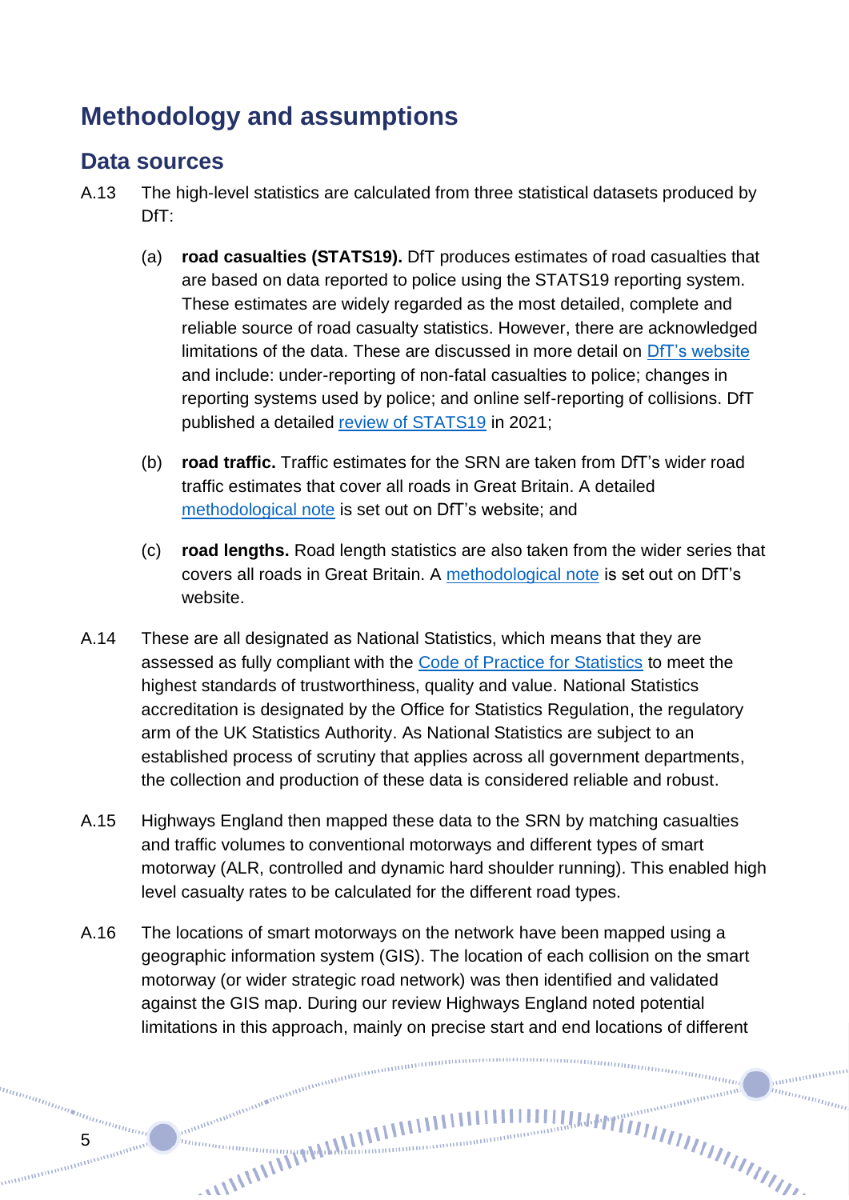# Methodology and assumptions

## Data sources

A.13 The high-level statistics are calculated from three statistical datasets produced by DfT:

(a) **road casualties (STATS19).** DfT produces estimates of road casualties that are based on data reported to police using the STATS19 reporting system. These estimates are widely regarded as the most detailed, complete and reliable source of road casualty statistics. However, there are acknowledged limitations of the data. These are discussed in more detail on DfT's website and include: under-reporting of non-fatal casualties to police; changes in reporting systems used by police; and online self-reporting of collisions. DfT published a detailed review of STATS19 in 2021;

(b) **road traffic.** Traffic estimates for the SRN are taken from DfT's wider road traffic estimates that cover all roads in Great Britain. A detailed methodological note is set out on DfT's website; and

(c) **road lengths.** Road length statistics are also taken from the wider series that covers all roads in Great Britain. A methodological note is set out on DfT's website.

A.14 These are all designated as National Statistics, which means that they are assessed as fully compliant with the Code of Practice for Statistics to meet the highest standards of trustworthiness, quality and value. National Statistics accreditation is designated by the Office for Statistics Regulation, the regulatory arm of the UK Statistics Authority. As National Statistics are subject to an established process of scrutiny that applies across all government departments, the collection and production of these data is considered reliable and robust.

A.15 Highways England then mapped these data to the SRN by matching casualties and traffic volumes to conventional motorways and different types of smart motorway (ALR, controlled and dynamic hard shoulder running). This enabled high level casualty rates to be calculated for the different road types.

A.16 The locations of smart motorways on the network have been mapped using a geographic information system (GIS). The location of each collision on the smart motorway (or wider strategic road network) was then identified and validated against the GIS map. During our review Highways England noted potential limitations in this approach, mainly on precise start and end locations of different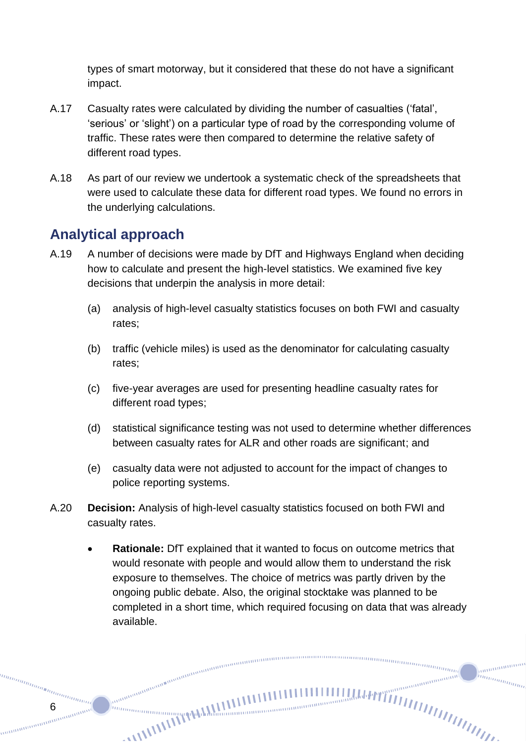types of smart motorway, but it considered that these do not have a significant impact.

A.17 Casualty rates were calculated by dividing the number of casualties ('fatal', 'serious' or 'slight') on a particular type of road by the corresponding volume of traffic. These rates were then compared to determine the relative safety of different road types.

A.18 As part of our review we undertook a systematic check of the spreadsheets that were used to calculate these data for different road types. We found no errors in the underlying calculations.

## Analytical approach

A.19 A number of decisions were made by DfT and Highways England when deciding how to calculate and present the high-level statistics. We examined five key decisions that underpin the analysis in more detail:

(a) analysis of high-level casualty statistics focuses on both FWI and casualty rates;

(b) traffic (vehicle miles) is used as the denominator for calculating casualty rates;

(c) five-year averages are used for presenting headline casualty rates for different road types;

(d) statistical significance testing was not used to determine whether differences between casualty rates for ALR and other roads are significant; and

(e) casualty data were not adjusted to account for the impact of changes to police reporting systems.

A.20 **Decision:** Analysis of high-level casualty statistics focused on both FWI and casualty rates.

- **Rationale:** DfT explained that it wanted to focus on outcome metrics that would resonate with people and would allow them to understand the risk exposure to themselves. The choice of metrics was partly driven by the ongoing public debate. Also, the original stocktake was planned to be completed in a short time, which required focusing on data that was already available.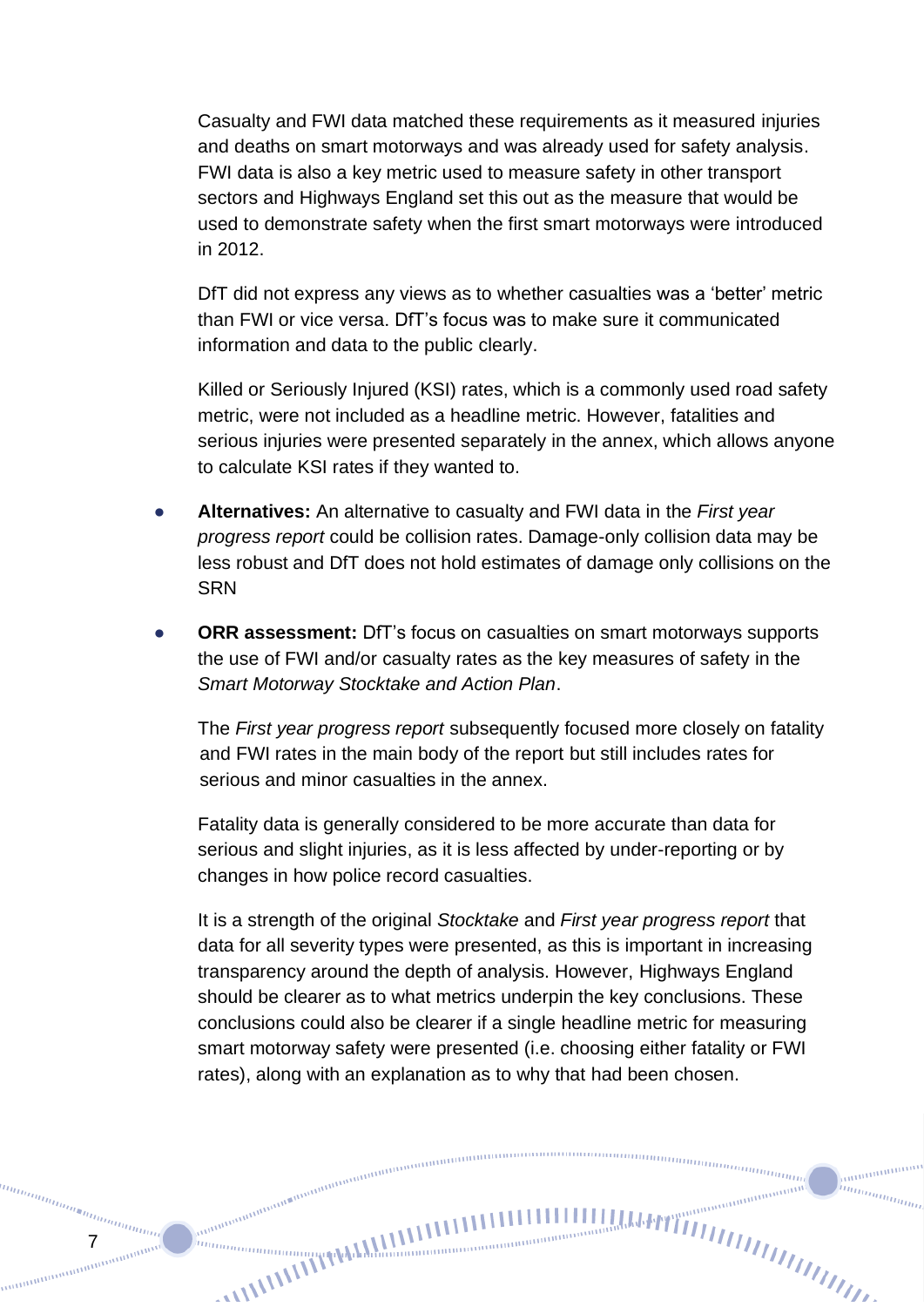Casualty and FWI data matched these requirements as it measured injuries and deaths on smart motorways and was already used for safety analysis. FWI data is also a key metric used to measure safety in other transport sectors and Highways England set this out as the measure that would be used to demonstrate safety when the first smart motorways were introduced in 2012.

DfT did not express any views as to whether casualties was a 'better' metric than FWI or vice versa. DfT's focus was to make sure it communicated information and data to the public clearly.

Killed or Seriously Injured (KSI) rates, which is a commonly used road safety metric, were not included as a headline metric. However, fatalities and serious injuries were presented separately in the annex, which allows anyone to calculate KSI rates if they wanted to.

- **Alternatives:** An alternative to casualty and FWI data in the *First year progress report* could be collision rates. Damage-only collision data may be less robust and DfT does not hold estimates of damage only collisions on the SRN

- **ORR assessment:** DfT's focus on casualties on smart motorways supports the use of FWI and/or casualty rates as the key measures of safety in the *Smart Motorway Stocktake and Action Plan*.

  The *First year progress report* subsequently focused more closely on fatality and FWI rates in the main body of the report but still includes rates for serious and minor casualties in the annex.

  Fatality data is generally considered to be more accurate than data for serious and slight injuries, as it is less affected by under-reporting or by changes in how police record casualties.

  It is a strength of the original *Stocktake* and *First year progress report* that data for all severity types were presented, as this is important in increasing transparency around the depth of analysis. However, Highways England should be clearer as to what metrics underpin the key conclusions. These conclusions could also be clearer if a single headline metric for measuring smart motorway safety were presented (i.e. choosing either fatality or FWI rates), along with an explanation as to why that had been chosen.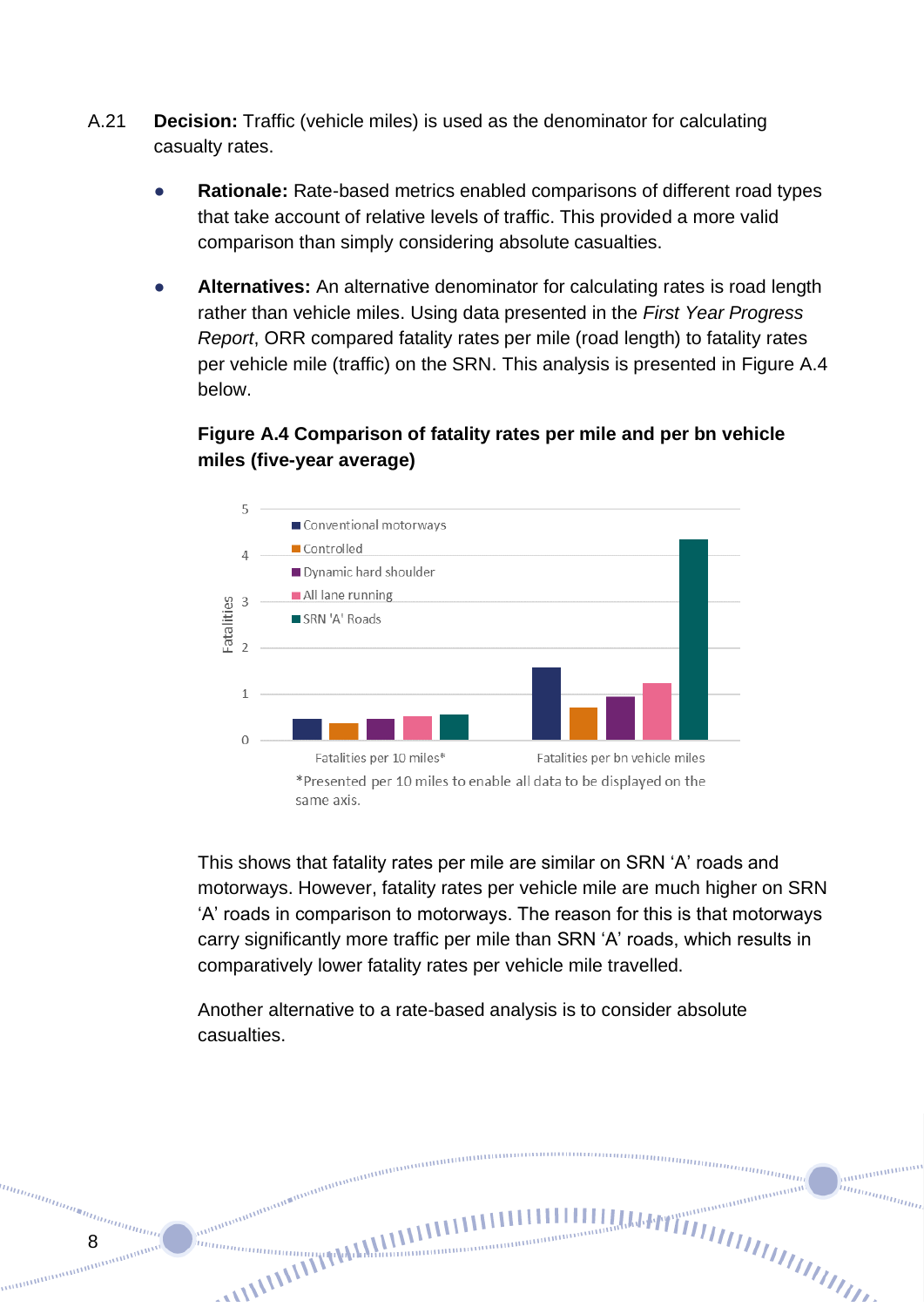A.21 **Decision:** Traffic (vehicle miles) is used as the denominator for calculating casualty rates.

- **Rationale:** Rate-based metrics enabled comparisons of different road types that take account of relative levels of traffic. This provided a more valid comparison than simply considering absolute casualties.

- **Alternatives:** An alternative denominator for calculating rates is road length rather than vehicle miles. Using data presented in the *First Year Progress Report*, ORR compared fatality rates per mile (road length) to fatality rates per vehicle mile (traffic) on the SRN. This analysis is presented in Figure A.4 below.

**Figure A.4 Comparison of fatality rates per mile and per bn vehicle miles (five-year average)**

*Presented per 10 miles to enable all data to be displayed on the same axis.

This shows that fatality rates per mile are similar on SRN 'A' roads and motorways. However, fatality rates per vehicle mile are much higher on SRN 'A' roads in comparison to motorways. The reason for this is that motorways carry significantly more traffic per mile than SRN 'A' roads, which results in comparatively lower fatality rates per vehicle mile travelled.

Another alternative to a rate-based analysis is to consider absolute casualties.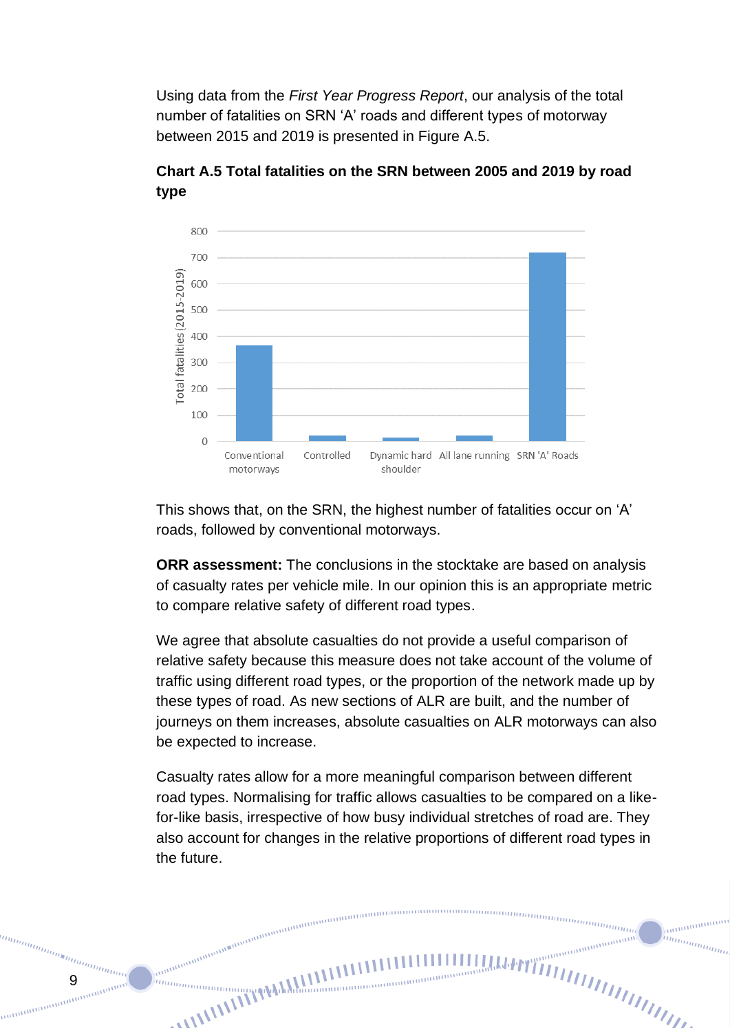Using data from the *First Year Progress Report*, our analysis of the total number of fatalities on SRN 'A' roads and different types of motorway between 2015 and 2019 is presented in Figure A.5.

**Chart A.5 Total fatalities on the SRN between 2005 and 2019 by road type**

Total fatalities (2015-2019)

800
700
600
500
400
300
200
100
0

Conventional motorways
Controlled
Dynamic hard shoulder
All lane running
SRN 'A' Roads

This shows that, on the SRN, the highest number of fatalities occur on 'A' roads, followed by conventional motorways.

**ORR assessment:** The conclusions in the stocktake are based on analysis of casualty rates per vehicle mile. In our opinion this is an appropriate metric to compare relative safety of different road types.

We agree that absolute casualties do not provide a useful comparison of relative safety because this measure does not take account of the volume of traffic using different road types, or the proportion of the network made up by these types of road. As new sections of ALR are built, and the number of journeys on them increases, absolute casualties on ALR motorways can also be expected to increase.

Casualty rates allow for a more meaningful comparison between different road types. Normalising for traffic allows casualties to be compared on a like-for-like basis, irrespective of how busy individual stretches of road are. They also account for changes in the relative proportions of different road types in the future.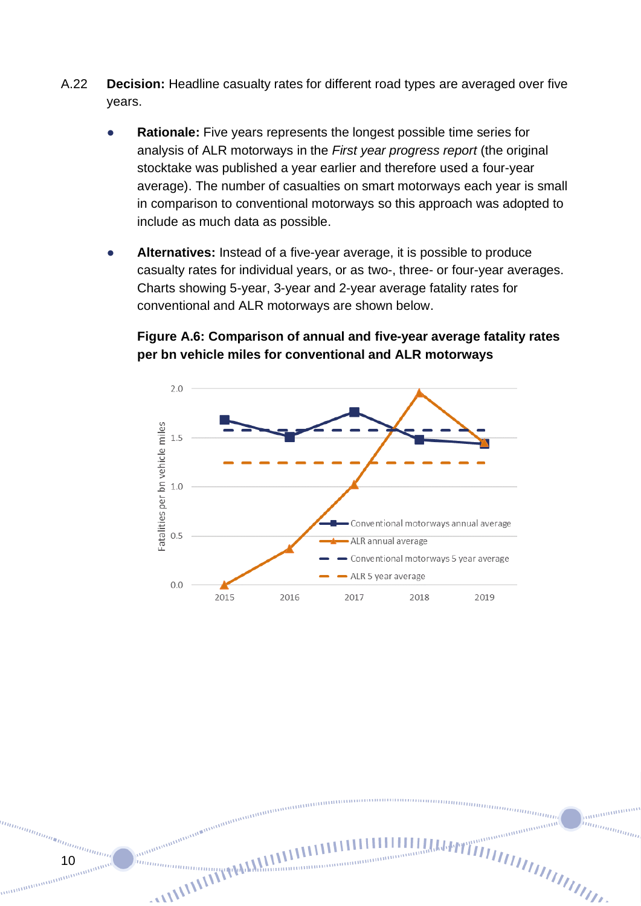A.22 **Decision:** Headline casualty rates for different road types are averaged over five years.

- **Rationale:** Five years represents the longest possible time series for analysis of ALR motorways in the *First year progress report* (the original stocktake was published a year earlier and therefore used a four-year average). The number of casualties on smart motorways each year is small in comparison to conventional motorways so this approach was adopted to include as much data as possible.

- **Alternatives:** Instead of a five-year average, it is possible to produce casualty rates for individual years, or as two-, three- or four-year averages. Charts showing 5-year, 3-year and 2-year average fatality rates for conventional and ALR motorways are shown below.

**Figure A.6: Comparison of annual and five-year average fatality rates per bn vehicle miles for conventional and ALR motorways**

Fatalities per bn vehicle miles

2.0
1.5
1.0
0.5
0.0

2015
2016
2017
2018
2019

Conventional motorways annual average
ALR annual average
Conventional motorways 5 year average
ALR 5 year average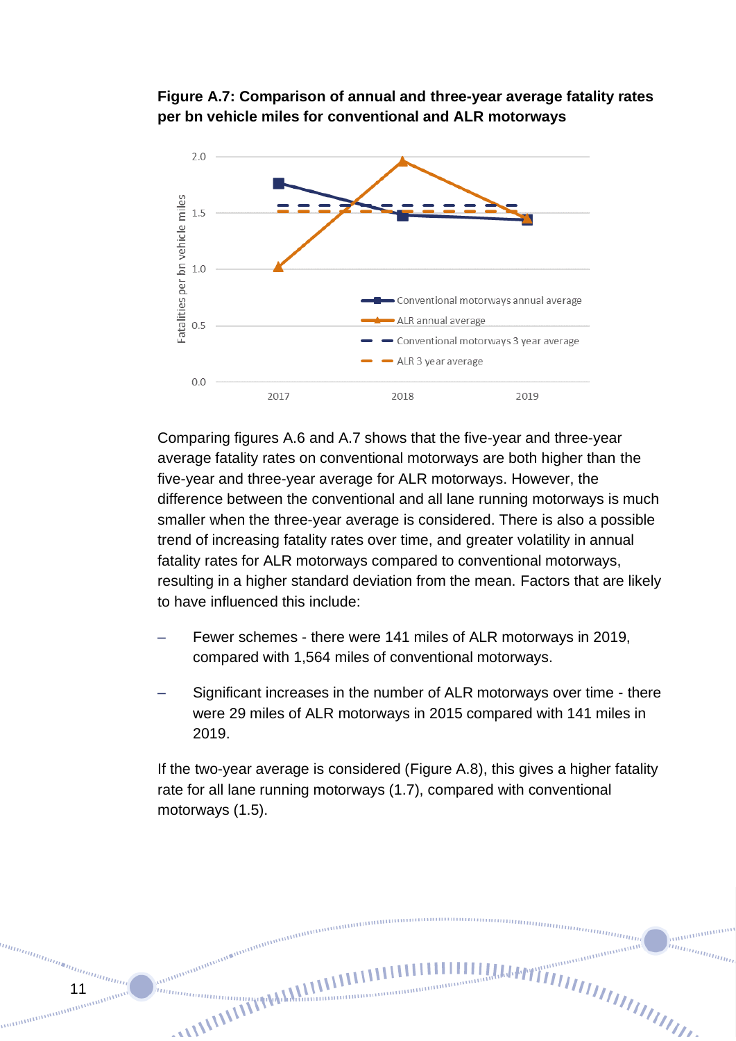**Figure A.7: Comparison of annual and three-year average fatality rates per bn vehicle miles for conventional and ALR motorways**

Fatalities per bn vehicle miles

2.0
1.5
1.0
0.5
0.0

2017
2018
2019

Conventional motorways annual average
ALR annual average
Conventional motorways 3 year average
ALR 3 year average

Comparing figures A.6 and A.7 shows that the five-year and three-year average fatality rates on conventional motorways are both higher than the five-year and three-year average for ALR motorways. However, the difference between the conventional and all lane running motorways is much smaller when the three-year average is considered. There is also a possible trend of increasing fatality rates over time, and greater volatility in annual fatality rates for ALR motorways compared to conventional motorways, resulting in a higher standard deviation from the mean. Factors that are likely to have influenced this include:

- Fewer schemes - there were 141 miles of ALR motorways in 2019, compared with 1,564 miles of conventional motorways.
- Significant increases in the number of ALR motorways over time - there were 29 miles of ALR motorways in 2015 compared with 141 miles in 2019.

If the two-year average is considered (Figure A.8), this gives a higher fatality rate for all lane running motorways (1.7), compared with conventional motorways (1.5).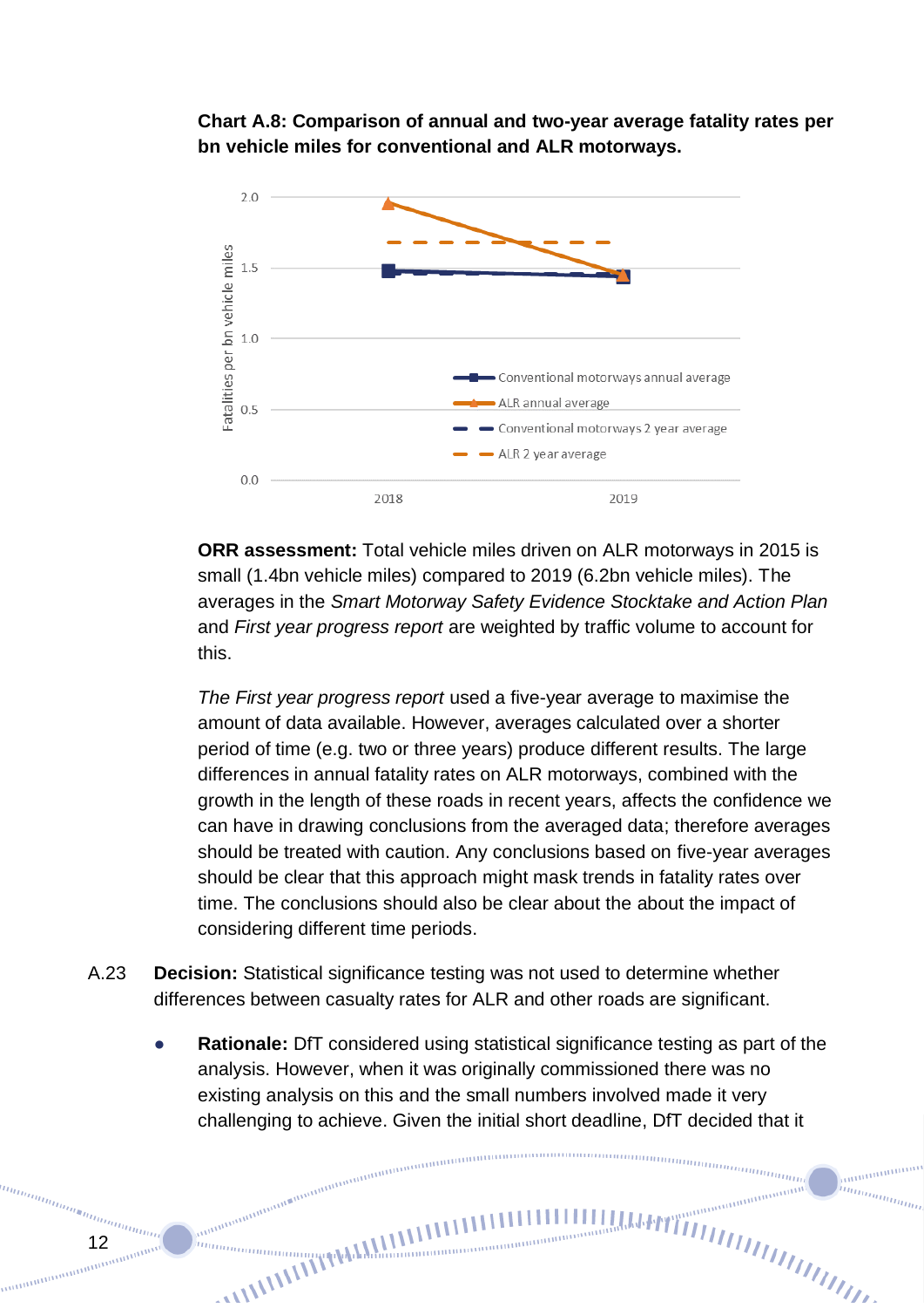**Chart A.8: Comparison of annual and two-year average fatality rates per bn vehicle miles for conventional and ALR motorways.**

Fatalities per bn vehicle miles

2.0
1.5
1.0
0.5
0.0

2018
2019

Conventional motorways annual average
ALR annual average
Conventional motorways 2 year average
ALR 2 year average

**ORR assessment:** Total vehicle miles driven on ALR motorways in 2015 is small (1.4bn vehicle miles) compared to 2019 (6.2bn vehicle miles). The averages in the *Smart Motorway Safety Evidence Stocktake and Action Plan* and *First year progress report* are weighted by traffic volume to account for this.

*The First year progress report* used a five-year average to maximise the amount of data available. However, averages calculated over a shorter period of time (e.g. two or three years) produce different results. The large differences in annual fatality rates on ALR motorways, combined with the growth in the length of these roads in recent years, affects the confidence we can have in drawing conclusions from the averaged data; therefore averages should be treated with caution. Any conclusions based on five-year averages should be clear that this approach might mask trends in fatality rates over time. The conclusions should also be clear about the about the impact of considering different time periods.

A.23 **Decision:** Statistical significance testing was not used to determine whether differences between casualty rates for ALR and other roads are significant.

- **Rationale:** DfT considered using statistical significance testing as part of the analysis. However, when it was originally commissioned there was no existing analysis on this and the small numbers involved made it very challenging to achieve. Given the initial short deadline, DfT decided that it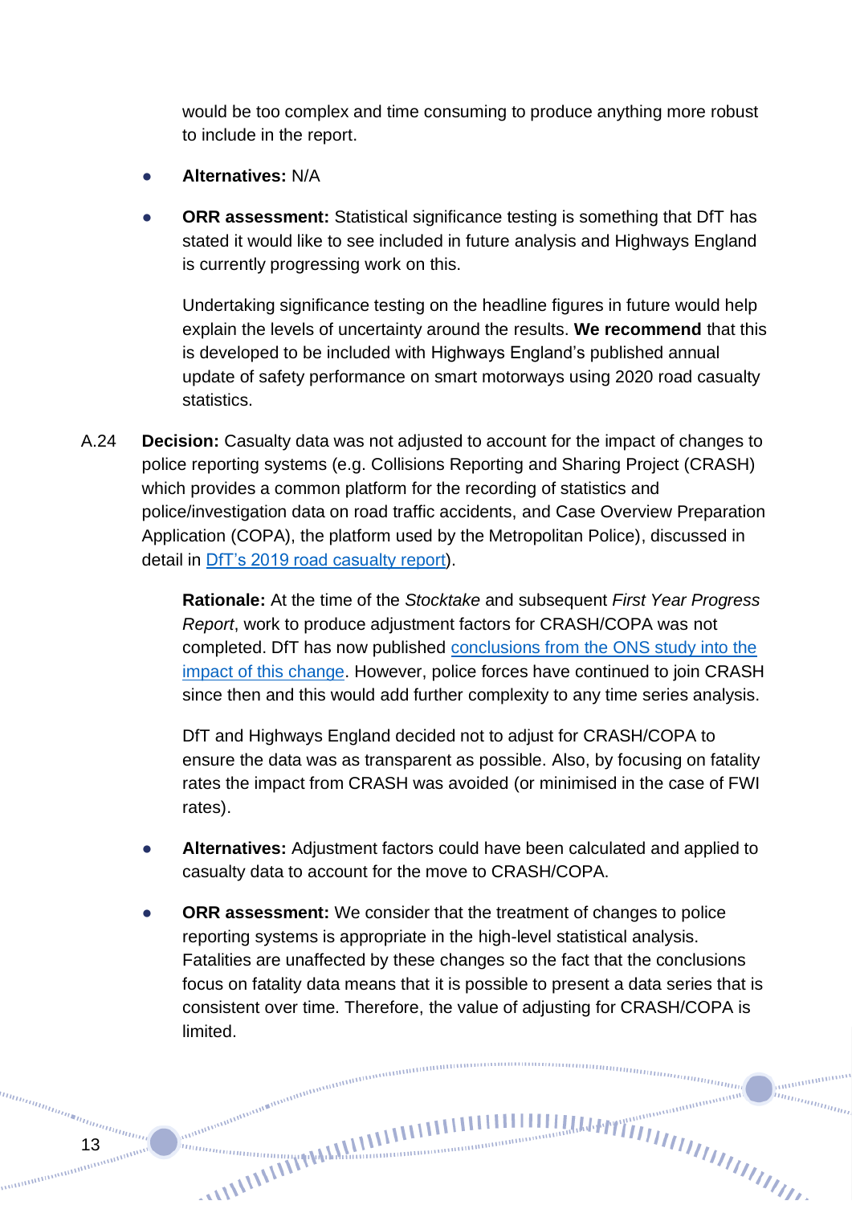would be too complex and time consuming to produce anything more robust to include in the report.

- **Alternatives:** N/A

- **ORR assessment:** Statistical significance testing is something that DfT has stated it would like to see included in future analysis and Highways England is currently progressing work on this.

  Undertaking significance testing on the headline figures in future would help explain the levels of uncertainty around the results. **We recommend** that this is developed to be included with Highways England's published annual update of safety performance on smart motorways using 2020 road casualty statistics.

A.24 **Decision:** Casualty data was not adjusted to account for the impact of changes to police reporting systems (e.g. Collisions Reporting and Sharing Project (CRASH) which provides a common platform for the recording of statistics and police/investigation data on road traffic accidents, and Case Overview Preparation Application (COPA), the platform used by the Metropolitan Police), discussed in detail in [DfT's 2019 road casualty report]).

**Rationale:** At the time of the *Stocktake* and subsequent *First Year Progress Report*, work to produce adjustment factors for CRASH/COPA was not completed. DfT has now published [conclusions from the ONS study into the impact of this change]. However, police forces have continued to join CRASH since then and this would add further complexity to any time series analysis.

DfT and Highways England decided not to adjust for CRASH/COPA to ensure the data was as transparent as possible. Also, by focusing on fatality rates the impact from CRASH was avoided (or minimised in the case of FWI rates).

- **Alternatives:** Adjustment factors could have been calculated and applied to casualty data to account for the move to CRASH/COPA.

- **ORR assessment:** We consider that the treatment of changes to police reporting systems is appropriate in the high-level statistical analysis. Fatalities are unaffected by these changes so the fact that the conclusions focus on fatality data means that it is possible to present a data series that is consistent over time. Therefore, the value of adjusting for CRASH/COPA is limited.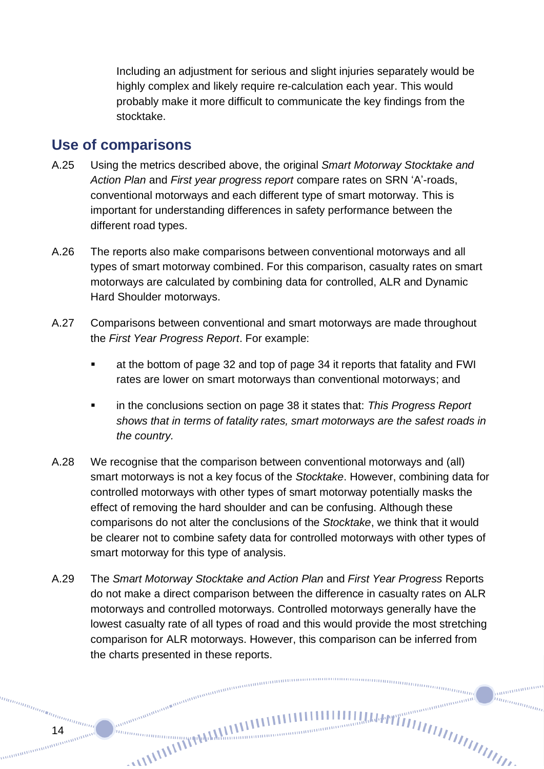Including an adjustment for serious and slight injuries separately would be highly complex and likely require re-calculation each year. This would probably make it more difficult to communicate the key findings from the stocktake.

## Use of comparisons

A.25 Using the metrics described above, the original *Smart Motorway Stocktake and Action Plan* and *First year progress report* compare rates on SRN 'A'-roads, conventional motorways and each different type of smart motorway. This is important for understanding differences in safety performance between the different road types.

A.26 The reports also make comparisons between conventional motorways and all types of smart motorway combined. For this comparison, casualty rates on smart motorways are calculated by combining data for controlled, ALR and Dynamic Hard Shoulder motorways.

A.27 Comparisons between conventional and smart motorways are made throughout the *First Year Progress Report*. For example:

- at the bottom of page 32 and top of page 34 it reports that fatality and FWI rates are lower on smart motorways than conventional motorways; and
- in the conclusions section on page 38 it states that: *This Progress Report shows that in terms of fatality rates, smart motorways are the safest roads in the country.*

A.28 We recognise that the comparison between conventional motorways and (all) smart motorways is not a key focus of the *Stocktake*. However, combining data for controlled motorways with other types of smart motorway potentially masks the effect of removing the hard shoulder and can be confusing. Although these comparisons do not alter the conclusions of the *Stocktake*, we think that it would be clearer not to combine safety data for controlled motorways with other types of smart motorway for this type of analysis.

A.29 The *Smart Motorway Stocktake and Action Plan* and *First Year Progress* Reports do not make a direct comparison between the difference in casualty rates on ALR motorways and controlled motorways. Controlled motorways generally have the lowest casualty rate of all types of road and this would provide the most stretching comparison for ALR motorways. However, this comparison can be inferred from the charts presented in these reports.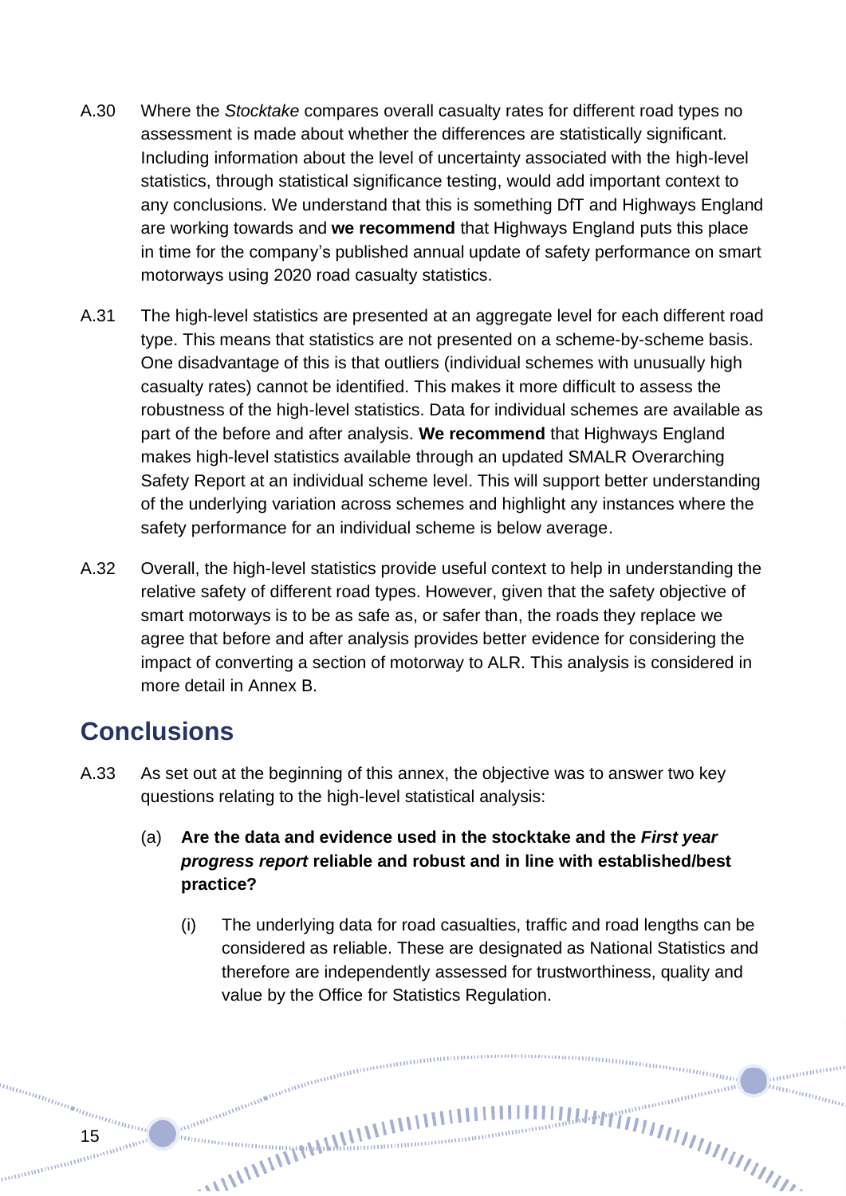A.30 Where the *Stocktake* compares overall casualty rates for different road types no assessment is made about whether the differences are statistically significant. Including information about the level of uncertainty associated with the high-level statistics, through statistical significance testing, would add important context to any conclusions. We understand that this is something DfT and Highways England are working towards and **we recommend** that Highways England puts this place in time for the company's published annual update of safety performance on smart motorways using 2020 road casualty statistics.

A.31 The high-level statistics are presented at an aggregate level for each different road type. This means that statistics are not presented on a scheme-by-scheme basis. One disadvantage of this is that outliers (individual schemes with unusually high casualty rates) cannot be identified. This makes it more difficult to assess the robustness of the high-level statistics. Data for individual schemes are available as part of the before and after analysis. **We recommend** that Highways England makes high-level statistics available through an updated SMALR Overarching Safety Report at an individual scheme level. This will support better understanding of the underlying variation across schemes and highlight any instances where the safety performance for an individual scheme is below average.

A.32 Overall, the high-level statistics provide useful context to help in understanding the relative safety of different road types. However, given that the safety objective of smart motorways is to be as safe as, or safer than, the roads they replace we agree that before and after analysis provides better evidence for considering the impact of converting a section of motorway to ALR. This analysis is considered in more detail in Annex B.

## Conclusions

A.33 As set out at the beginning of this annex, the objective was to answer two key questions relating to the high-level statistical analysis:

(a) **Are the data and evidence used in the stocktake and the *First year progress report* reliable and robust and in line with established/best practice?**

(i) The underlying data for road casualties, traffic and road lengths can be considered as reliable. These are designated as National Statistics and therefore are independently assessed for trustworthiness, quality and value by the Office for Statistics Regulation.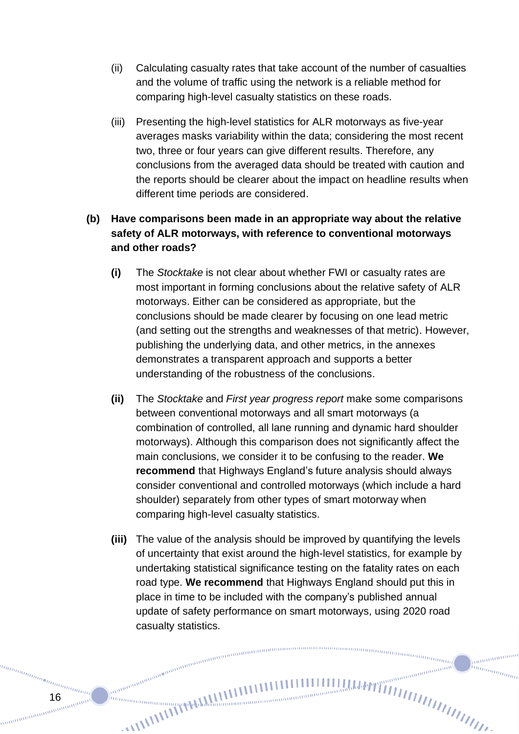(ii) Calculating casualty rates that take account of the number of casualties and the volume of traffic using the network is a reliable method for comparing high-level casualty statistics on these roads.

(iii) Presenting the high-level statistics for ALR motorways as five-year averages masks variability within the data; considering the most recent two, three or four years can give different results. Therefore, any conclusions from the averaged data should be treated with caution and the reports should be clearer about the impact on headline results when different time periods are considered.

**(b) Have comparisons been made in an appropriate way about the relative safety of ALR motorways, with reference to conventional motorways and other roads?**

**(i)** The *Stocktake* is not clear about whether FWI or casualty rates are most important in forming conclusions about the relative safety of ALR motorways. Either can be considered as appropriate, but the conclusions should be made clearer by focusing on one lead metric (and setting out the strengths and weaknesses of that metric). However, publishing the underlying data, and other metrics, in the annexes demonstrates a transparent approach and supports a better understanding of the robustness of the conclusions.

**(ii)** The *Stocktake* and *First year progress report* make some comparisons between conventional motorways and all smart motorways (a combination of controlled, all lane running and dynamic hard shoulder motorways). Although this comparison does not significantly affect the main conclusions, we consider it to be confusing to the reader. **We recommend** that Highways England's future analysis should always consider conventional and controlled motorways (which include a hard shoulder) separately from other types of smart motorway when comparing high-level casualty statistics.

**(iii)** The value of the analysis should be improved by quantifying the levels of uncertainty that exist around the high-level statistics, for example by undertaking statistical significance testing on the fatality rates on each road type. **We recommend** that Highways England should put this in place in time to be included with the company's published annual update of safety performance on smart motorways, using 2020 road casualty statistics.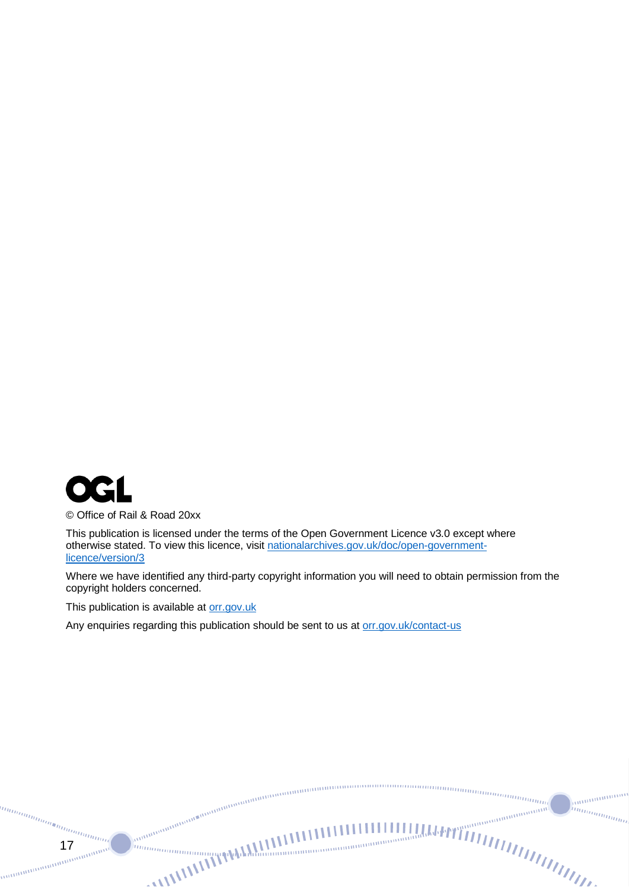OGL

© Office of Rail & Road 20xx

This publication is licensed under the terms of the Open Government Licence v3.0 except where otherwise stated. To view this licence, visit [nationalarchives.gov.uk/doc/open-government-licence/version/3](nationalarchives.gov.uk/doc/open-government-licence/version/3)

Where we have identified any third-party copyright information you will need to obtain permission from the copyright holders concerned.

This publication is available at [orr.gov.uk](orr.gov.uk)

Any enquiries regarding this publication should be sent to us at [orr.gov.uk/contact-us](orr.gov.uk/contact-us)